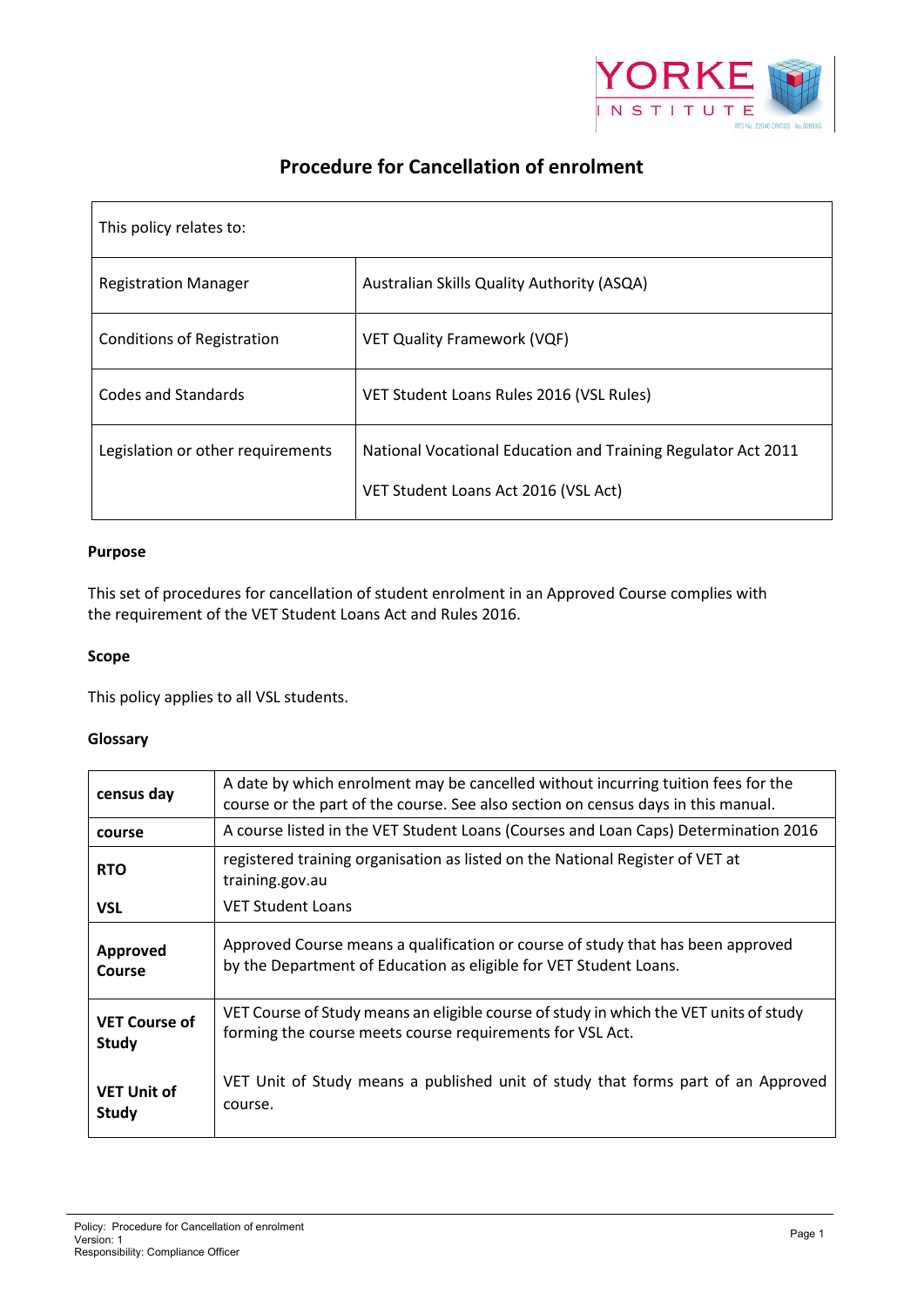# Procedure for Cancellation of enrolment

| This policy relates to: | |
|---|---|
| Registration Manager | Australian Skills Quality Authority (ASQA) |
| Conditions of Registration | VET Quality Framework (VQF) |
| Codes and Standards | VET Student Loans Rules 2016 (VSL Rules) |
| Legislation or other requirements | National Vocational Education and Training Regulator Act 2011<br><br>VET Student Loans Act 2016 (VSL Act) |

**Purpose**

This set of procedures for cancellation of student enrolment in an Approved Course complies with the requirement of the VET Student Loans Act and Rules 2016.

**Scope**

This policy applies to all VSL students.

**Glossary**

| | |
|---|---|
| **census day** | A date by which enrolment may be cancelled without incurring tuition fees for the course or the part of the course. See also section on census days in this manual. |
| **course** | A course listed in the VET Student Loans (Courses and Loan Caps) Determination 2016 |
| **RTO** | registered training organisation as listed on the National Register of VET at training.gov.au |
| **VSL** | VET Student Loans |
| **Approved Course** | Approved Course means a qualification or course of study that has been approved by the Department of Education as eligible for VET Student Loans. |
| **VET Course of Study** | VET Course of Study means an eligible course of study in which the VET units of study forming the course meets course requirements for VSL Act. |
| **VET Unit of Study** | VET Unit of Study means a published unit of study that forms part of an Approved course. |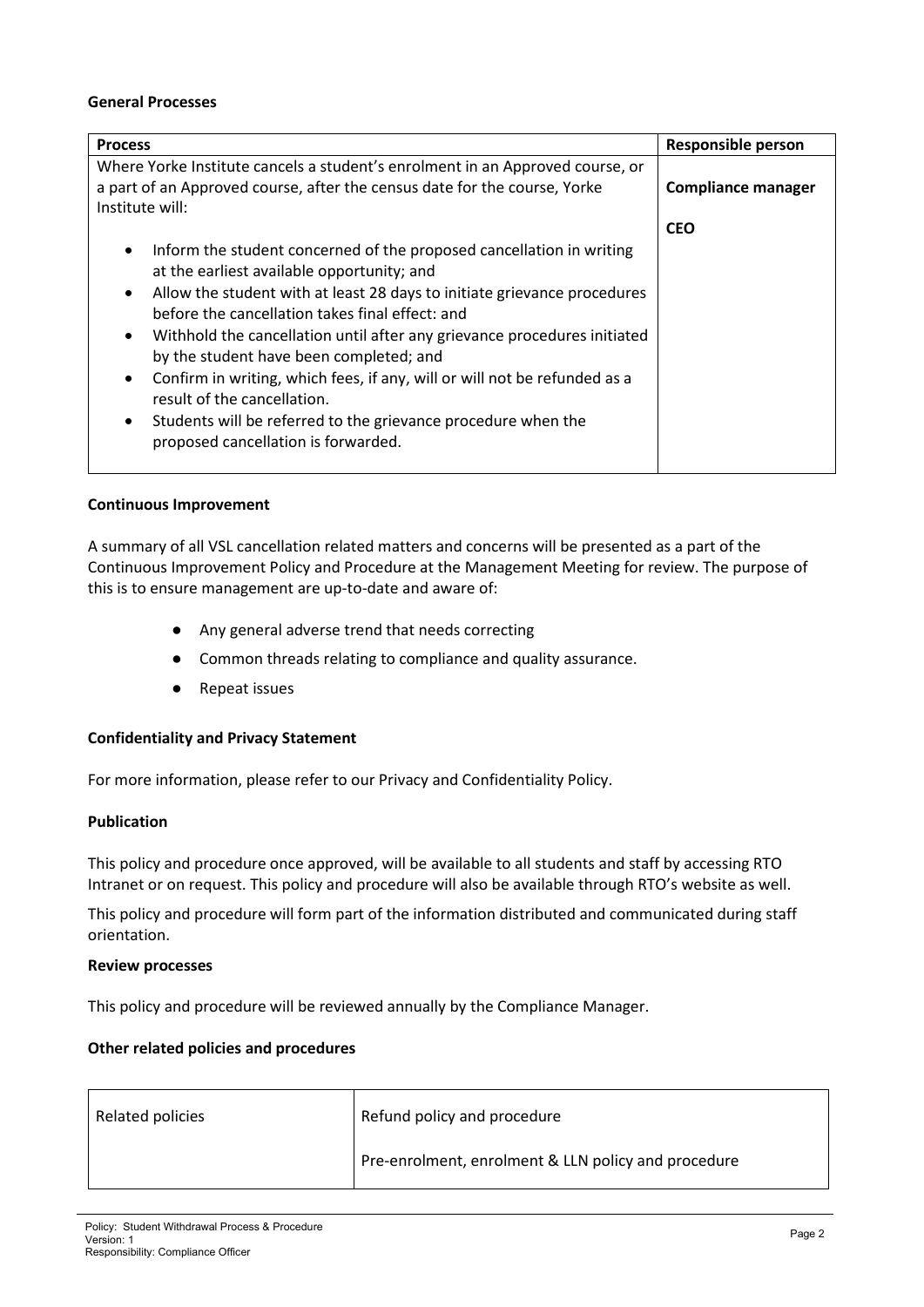**General Processes**

| Process | Responsible person |
|---|---|
| Where Yorke Institute cancels a student's enrolment in an Approved course, or a part of an Approved course, after the census date for the course, Yorke Institute will:<br><br>• Inform the student concerned of the proposed cancellation in writing at the earliest available opportunity; and<br>• Allow the student with at least 28 days to initiate grievance procedures before the cancellation takes final effect: and<br>• Withhold the cancellation until after any grievance procedures initiated by the student have been completed; and<br>• Confirm in writing, which fees, if any, will or will not be refunded as a result of the cancellation.<br>• Students will be referred to the grievance procedure when the proposed cancellation is forwarded. | **Compliance manager**<br><br>**CEO** |

**Continuous Improvement**

A summary of all VSL cancellation related matters and concerns will be presented as a part of the Continuous Improvement Policy and Procedure at the Management Meeting for review. The purpose of this is to ensure management are up-to-date and aware of:

- Any general adverse trend that needs correcting
- Common threads relating to compliance and quality assurance.
- Repeat issues

**Confidentiality and Privacy Statement**

For more information, please refer to our Privacy and Confidentiality Policy.

**Publication**

This policy and procedure once approved, will be available to all students and staff by accessing RTO Intranet or on request. This policy and procedure will also be available through RTO's website as well.

This policy and procedure will form part of the information distributed and communicated during staff orientation.

**Review processes**

This policy and procedure will be reviewed annually by the Compliance Manager.

**Other related policies and procedures**

| Related policies | Refund policy and procedure |
|---|---|
| | Pre-enrolment, enrolment & LLN policy and procedure |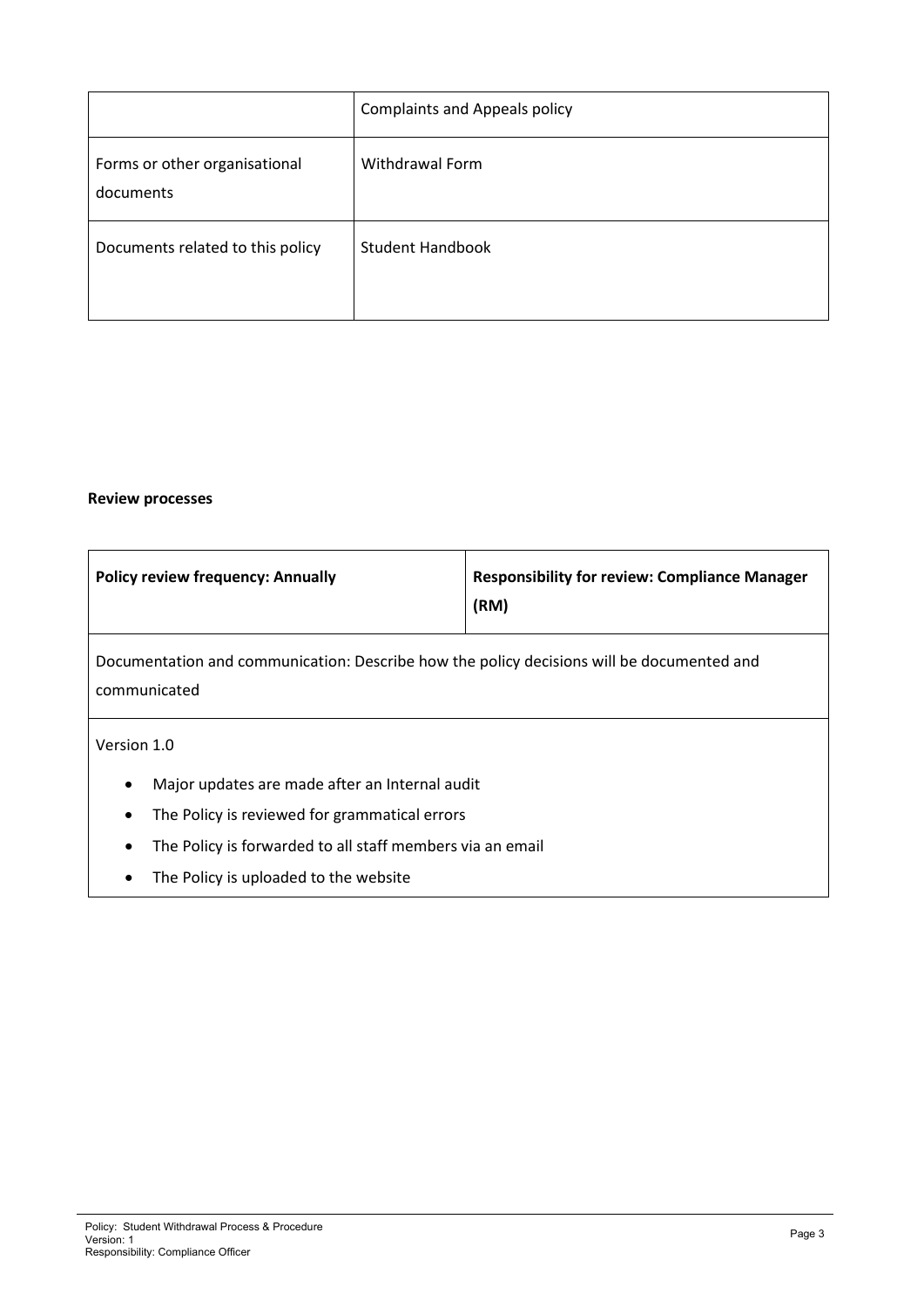| | |
|---|---|
| | Complaints and Appeals policy |
| Forms or other organisational documents | Withdrawal Form |
| Documents related to this policy | Student Handbook |

**Review processes**

| **Policy review frequency: Annually** | **Responsibility for review: Compliance Manager (RM)** |
|---|---|
| Documentation and communication: Describe how the policy decisions will be documented and communicated | |
| Version 1.0<br>• Major updates are made after an Internal audit<br>• The Policy is reviewed for grammatical errors<br>• The Policy is forwarded to all staff members via an email<br>• The Policy is uploaded to the website | |